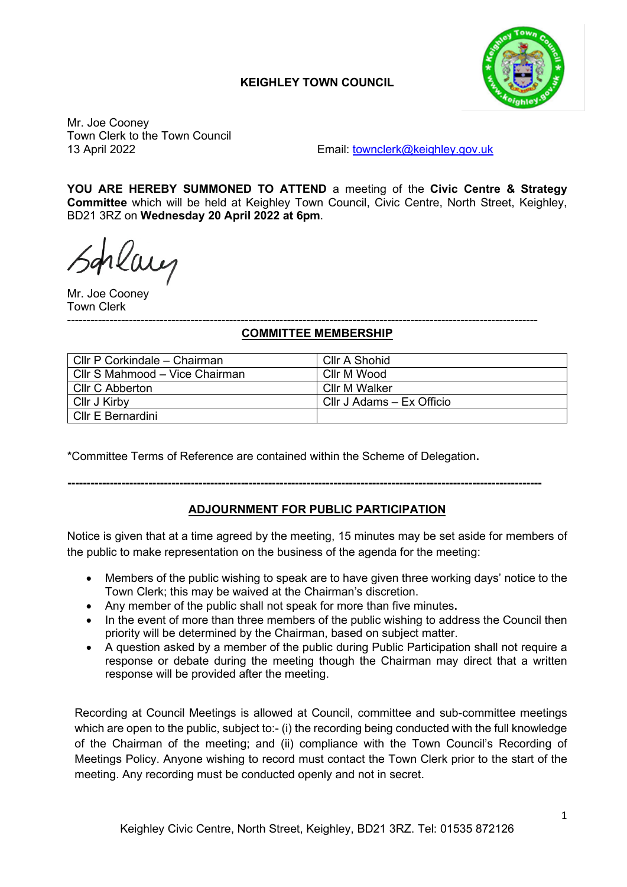**KEIGHLEY TOWN COUNCIL**

Mr. Joe Cooney
Town Clerk to the Town Council
13 April 2022

Email: townclerk@keighley.gov.uk

**YOU ARE HEREBY SUMMONED TO ATTEND** a meeting of the **Civic Centre & Strategy Committee** which will be held at Keighley Town Council, Civic Centre, North Street, Keighley, BD21 3RZ on **Wednesday 20 April 2022 at 6pm**.

Mr. Joe Cooney
Town Clerk

---

## COMMITTEE MEMBERSHIP

| | |
|---|---|
| Cllr P Corkindale – Chairman | Cllr A Shohid |
| Cllr S Mahmood – Vice Chairman | Cllr M Wood |
| Cllr C Abberton | Cllr M Walker |
| Cllr J Kirby | Cllr J Adams – Ex Officio |
| Cllr E Bernardini | |

*Committee Terms of Reference are contained within the Scheme of Delegation.

---

## ADJOURNMENT FOR PUBLIC PARTICIPATION

Notice is given that at a time agreed by the meeting, 15 minutes may be set aside for members of the public to make representation on the business of the agenda for the meeting:

- Members of the public wishing to speak are to have given three working days' notice to the Town Clerk; this may be waived at the Chairman's discretion.
- Any member of the public shall not speak for more than five minutes.
- In the event of more than three members of the public wishing to address the Council then priority will be determined by the Chairman, based on subject matter.
- A question asked by a member of the public during Public Participation shall not require a response or debate during the meeting though the Chairman may direct that a written response will be provided after the meeting.

Recording at Council Meetings is allowed at Council, committee and sub-committee meetings which are open to the public, subject to:- (i) the recording being conducted with the full knowledge of the Chairman of the meeting; and (ii) compliance with the Town Council's Recording of Meetings Policy. Anyone wishing to record must contact the Town Clerk prior to the start of the meeting. Any recording must be conducted openly and not in secret.

Keighley Civic Centre, North Street, Keighley, BD21 3RZ. Tel: 01535 872126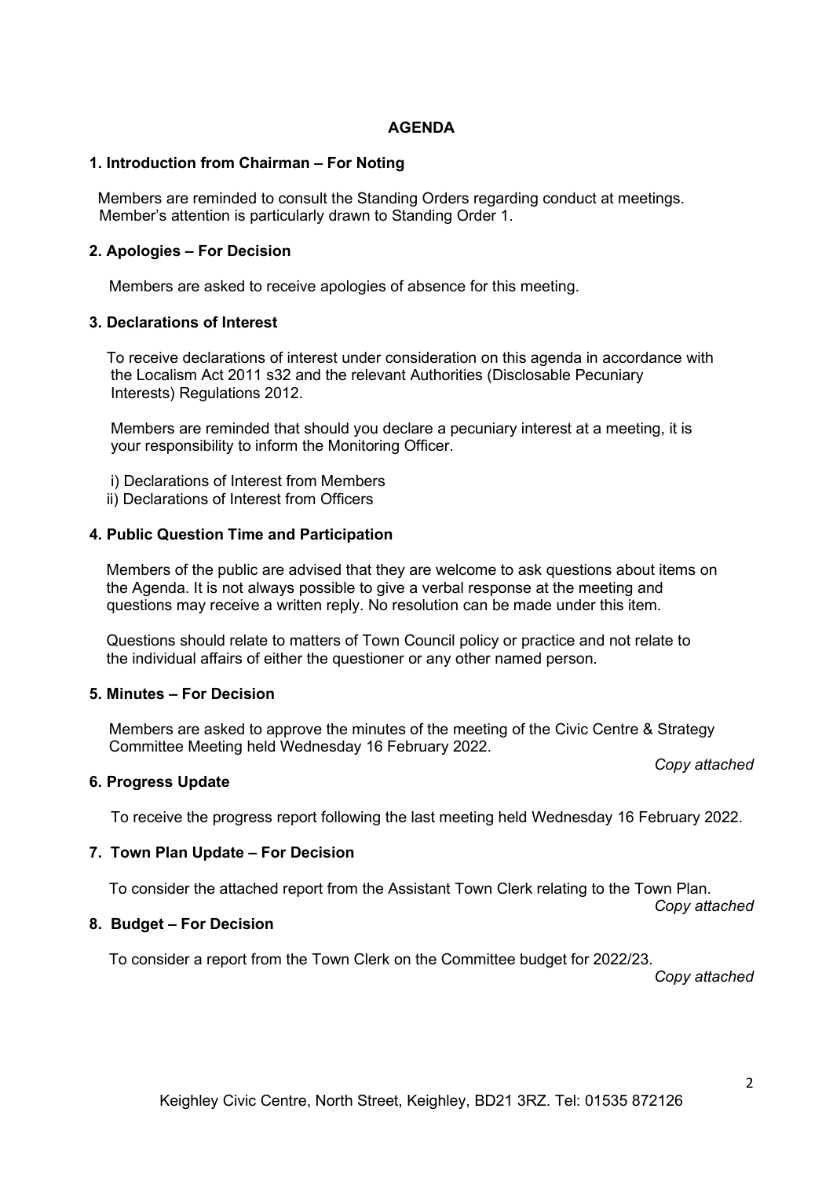## AGENDA

### 1. Introduction from Chairman – For Noting

Members are reminded to consult the Standing Orders regarding conduct at meetings. Member's attention is particularly drawn to Standing Order 1.

### 2. Apologies – For Decision

Members are asked to receive apologies of absence for this meeting.

### 3. Declarations of Interest

To receive declarations of interest under consideration on this agenda in accordance with the Localism Act 2011 s32 and the relevant Authorities (Disclosable Pecuniary Interests) Regulations 2012.

Members are reminded that should you declare a pecuniary interest at a meeting, it is your responsibility to inform the Monitoring Officer.

i) Declarations of Interest from Members
ii) Declarations of Interest from Officers

### 4. Public Question Time and Participation

Members of the public are advised that they are welcome to ask questions about items on the Agenda. It is not always possible to give a verbal response at the meeting and questions may receive a written reply. No resolution can be made under this item.

Questions should relate to matters of Town Council policy or practice and not relate to the individual affairs of either the questioner or any other named person.

### 5. Minutes – For Decision

Members are asked to approve the minutes of the meeting of the Civic Centre & Strategy Committee Meeting held Wednesday 16 February 2022.

*Copy attached*

### 6. Progress Update

To receive the progress report following the last meeting held Wednesday 16 February 2022.

### 7. Town Plan Update – For Decision

To consider the attached report from the Assistant Town Clerk relating to the Town Plan.

*Copy attached*

### 8. Budget – For Decision

To consider a report from the Town Clerk on the Committee budget for 2022/23.

*Copy attached*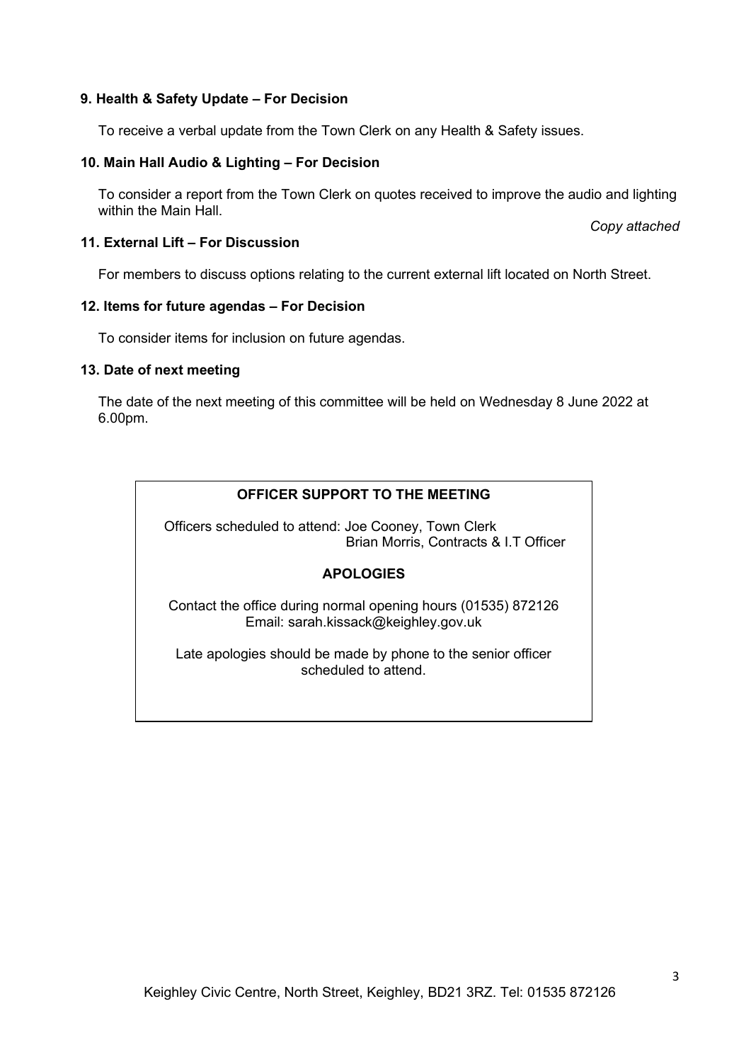**9. Health & Safety Update – For Decision**

To receive a verbal update from the Town Clerk on any Health & Safety issues.

**10. Main Hall Audio & Lighting – For Decision**

To consider a report from the Town Clerk on quotes received to improve the audio and lighting within the Main Hall.

*Copy attached*

**11. External Lift – For Discussion**

For members to discuss options relating to the current external lift located on North Street.

**12. Items for future agendas – For Decision**

To consider items for inclusion on future agendas.

**13. Date of next meeting**

The date of the next meeting of this committee will be held on Wednesday 8 June 2022 at 6.00pm.

**OFFICER SUPPORT TO THE MEETING**

Officers scheduled to attend: Joe Cooney, Town Clerk
Brian Morris, Contracts & I.T Officer

**APOLOGIES**

Contact the office during normal opening hours (01535) 872126
Email: sarah.kissack@keighley.gov.uk

Late apologies should be made by phone to the senior officer scheduled to attend.